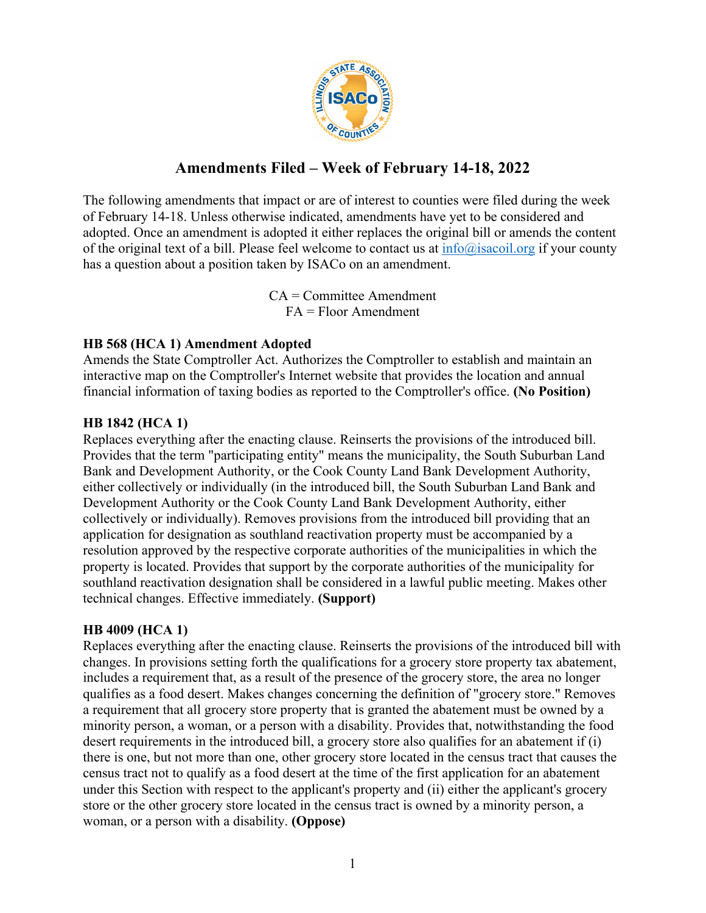# Amendments Filed – Week of February 14-18, 2022

The following amendments that impact or are of interest to counties were filed during the week of February 14-18. Unless otherwise indicated, amendments have yet to be considered and adopted. Once an amendment is adopted it either replaces the original bill or amends the content of the original text of a bill. Please feel welcome to contact us at info@isacoil.org if your county has a question about a position taken by ISACo on an amendment.

CA = Committee Amendment
FA = Floor Amendment

**HB 568 (HCA 1) Amendment Adopted**
Amends the State Comptroller Act. Authorizes the Comptroller to establish and maintain an interactive map on the Comptroller's Internet website that provides the location and annual financial information of taxing bodies as reported to the Comptroller's office. **(No Position)**

**HB 1842 (HCA 1)**
Replaces everything after the enacting clause. Reinserts the provisions of the introduced bill. Provides that the term "participating entity" means the municipality, the South Suburban Land Bank and Development Authority, or the Cook County Land Bank Development Authority, either collectively or individually (in the introduced bill, the South Suburban Land Bank and Development Authority or the Cook County Land Bank Development Authority, either collectively or individually). Removes provisions from the introduced bill providing that an application for designation as southland reactivation property must be accompanied by a resolution approved by the respective corporate authorities of the municipalities in which the property is located. Provides that support by the corporate authorities of the municipality for southland reactivation designation shall be considered in a lawful public meeting. Makes other technical changes. Effective immediately. **(Support)**

**HB 4009 (HCA 1)**
Replaces everything after the enacting clause. Reinserts the provisions of the introduced bill with changes. In provisions setting forth the qualifications for a grocery store property tax abatement, includes a requirement that, as a result of the presence of the grocery store, the area no longer qualifies as a food desert. Makes changes concerning the definition of "grocery store." Removes a requirement that all grocery store property that is granted the abatement must be owned by a minority person, a woman, or a person with a disability. Provides that, notwithstanding the food desert requirements in the introduced bill, a grocery store also qualifies for an abatement if (i) there is one, but not more than one, other grocery store located in the census tract that causes the census tract not to qualify as a food desert at the time of the first application for an abatement under this Section with respect to the applicant's property and (ii) either the applicant's grocery store or the other grocery store located in the census tract is owned by a minority person, a woman, or a person with a disability. **(Oppose)**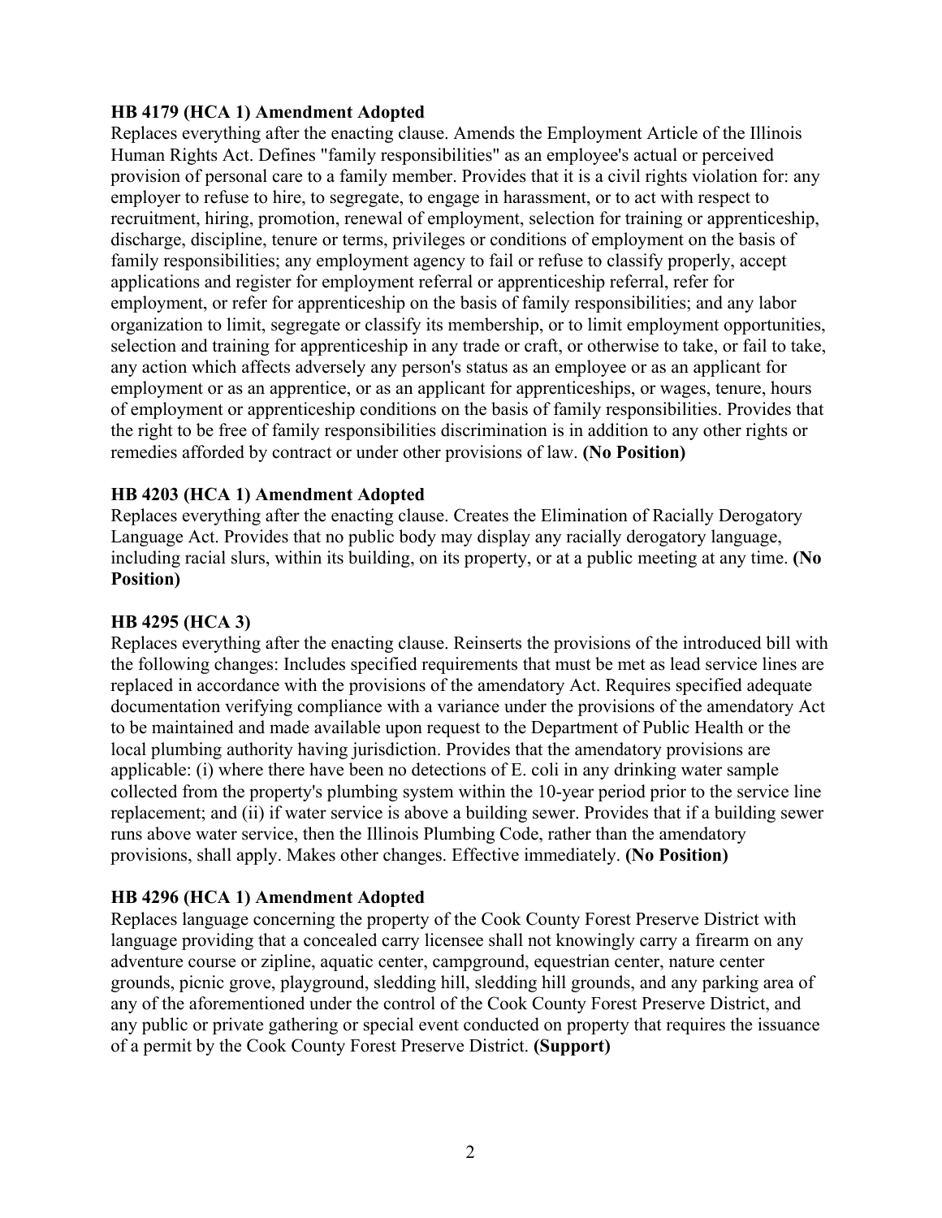**HB 4179 (HCA 1) Amendment Adopted**

Replaces everything after the enacting clause. Amends the Employment Article of the Illinois Human Rights Act. Defines "family responsibilities" as an employee's actual or perceived provision of personal care to a family member. Provides that it is a civil rights violation for: any employer to refuse to hire, to segregate, to engage in harassment, or to act with respect to recruitment, hiring, promotion, renewal of employment, selection for training or apprenticeship, discharge, discipline, tenure or terms, privileges or conditions of employment on the basis of family responsibilities; any employment agency to fail or refuse to classify properly, accept applications and register for employment referral or apprenticeship referral, refer for employment, or refer for apprenticeship on the basis of family responsibilities; and any labor organization to limit, segregate or classify its membership, or to limit employment opportunities, selection and training for apprenticeship in any trade or craft, or otherwise to take, or fail to take, any action which affects adversely any person's status as an employee or as an applicant for employment or as an apprentice, or as an applicant for apprenticeships, or wages, tenure, hours of employment or apprenticeship conditions on the basis of family responsibilities. Provides that the right to be free of family responsibilities discrimination is in addition to any other rights or remedies afforded by contract or under other provisions of law. **(No Position)**

**HB 4203 (HCA 1) Amendment Adopted**

Replaces everything after the enacting clause. Creates the Elimination of Racially Derogatory Language Act. Provides that no public body may display any racially derogatory language, including racial slurs, within its building, on its property, or at a public meeting at any time. **(No Position)**

**HB 4295 (HCA 3)**

Replaces everything after the enacting clause. Reinserts the provisions of the introduced bill with the following changes: Includes specified requirements that must be met as lead service lines are replaced in accordance with the provisions of the amendatory Act. Requires specified adequate documentation verifying compliance with a variance under the provisions of the amendatory Act to be maintained and made available upon request to the Department of Public Health or the local plumbing authority having jurisdiction. Provides that the amendatory provisions are applicable: (i) where there have been no detections of E. coli in any drinking water sample collected from the property's plumbing system within the 10-year period prior to the service line replacement; and (ii) if water service is above a building sewer. Provides that if a building sewer runs above water service, then the Illinois Plumbing Code, rather than the amendatory provisions, shall apply. Makes other changes. Effective immediately. **(No Position)**

**HB 4296 (HCA 1) Amendment Adopted**

Replaces language concerning the property of the Cook County Forest Preserve District with language providing that a concealed carry licensee shall not knowingly carry a firearm on any adventure course or zipline, aquatic center, campground, equestrian center, nature center grounds, picnic grove, playground, sledding hill, sledding hill grounds, and any parking area of any of the aforementioned under the control of the Cook County Forest Preserve District, and any public or private gathering or special event conducted on property that requires the issuance of a permit by the Cook County Forest Preserve District. **(Support)**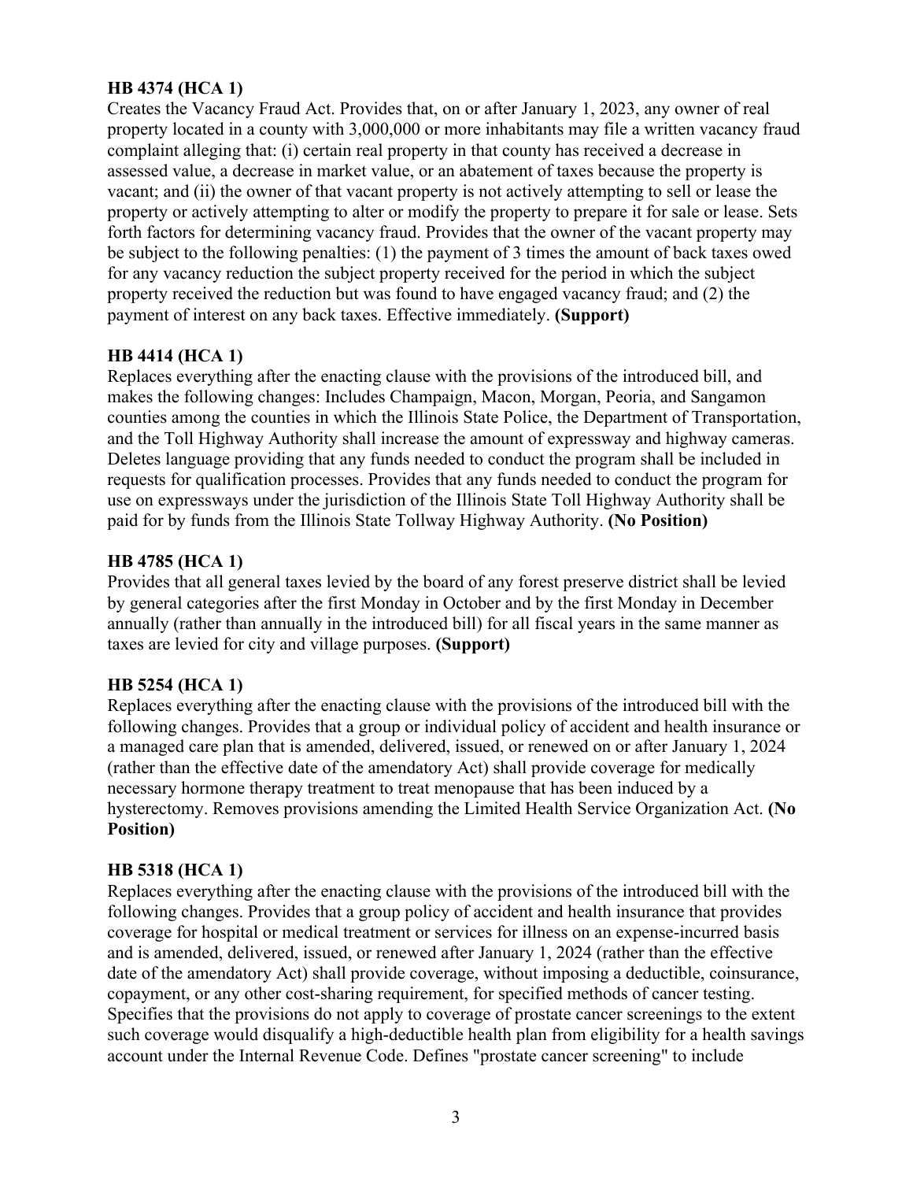**HB 4374 (HCA 1)**
Creates the Vacancy Fraud Act. Provides that, on or after January 1, 2023, any owner of real property located in a county with 3,000,000 or more inhabitants may file a written vacancy fraud complaint alleging that: (i) certain real property in that county has received a decrease in assessed value, a decrease in market value, or an abatement of taxes because the property is vacant; and (ii) the owner of that vacant property is not actively attempting to sell or lease the property or actively attempting to alter or modify the property to prepare it for sale or lease. Sets forth factors for determining vacancy fraud. Provides that the owner of the vacant property may be subject to the following penalties: (1) the payment of 3 times the amount of back taxes owed for any vacancy reduction the subject property received for the period in which the subject property received the reduction but was found to have engaged vacancy fraud; and (2) the payment of interest on any back taxes. Effective immediately. **(Support)**

**HB 4414 (HCA 1)**
Replaces everything after the enacting clause with the provisions of the introduced bill, and makes the following changes: Includes Champaign, Macon, Morgan, Peoria, and Sangamon counties among the counties in which the Illinois State Police, the Department of Transportation, and the Toll Highway Authority shall increase the amount of expressway and highway cameras. Deletes language providing that any funds needed to conduct the program shall be included in requests for qualification processes. Provides that any funds needed to conduct the program for use on expressways under the jurisdiction of the Illinois State Toll Highway Authority shall be paid for by funds from the Illinois State Tollway Highway Authority. **(No Position)**

**HB 4785 (HCA 1)**
Provides that all general taxes levied by the board of any forest preserve district shall be levied by general categories after the first Monday in October and by the first Monday in December annually (rather than annually in the introduced bill) for all fiscal years in the same manner as taxes are levied for city and village purposes. **(Support)**

**HB 5254 (HCA 1)**
Replaces everything after the enacting clause with the provisions of the introduced bill with the following changes. Provides that a group or individual policy of accident and health insurance or a managed care plan that is amended, delivered, issued, or renewed on or after January 1, 2024 (rather than the effective date of the amendatory Act) shall provide coverage for medically necessary hormone therapy treatment to treat menopause that has been induced by a hysterectomy. Removes provisions amending the Limited Health Service Organization Act. **(No Position)**

**HB 5318 (HCA 1)**
Replaces everything after the enacting clause with the provisions of the introduced bill with the following changes. Provides that a group policy of accident and health insurance that provides coverage for hospital or medical treatment or services for illness on an expense-incurred basis and is amended, delivered, issued, or renewed after January 1, 2024 (rather than the effective date of the amendatory Act) shall provide coverage, without imposing a deductible, coinsurance, copayment, or any other cost-sharing requirement, for specified methods of cancer testing. Specifies that the provisions do not apply to coverage of prostate cancer screenings to the extent such coverage would disqualify a high-deductible health plan from eligibility for a health savings account under the Internal Revenue Code. Defines "prostate cancer screening" to include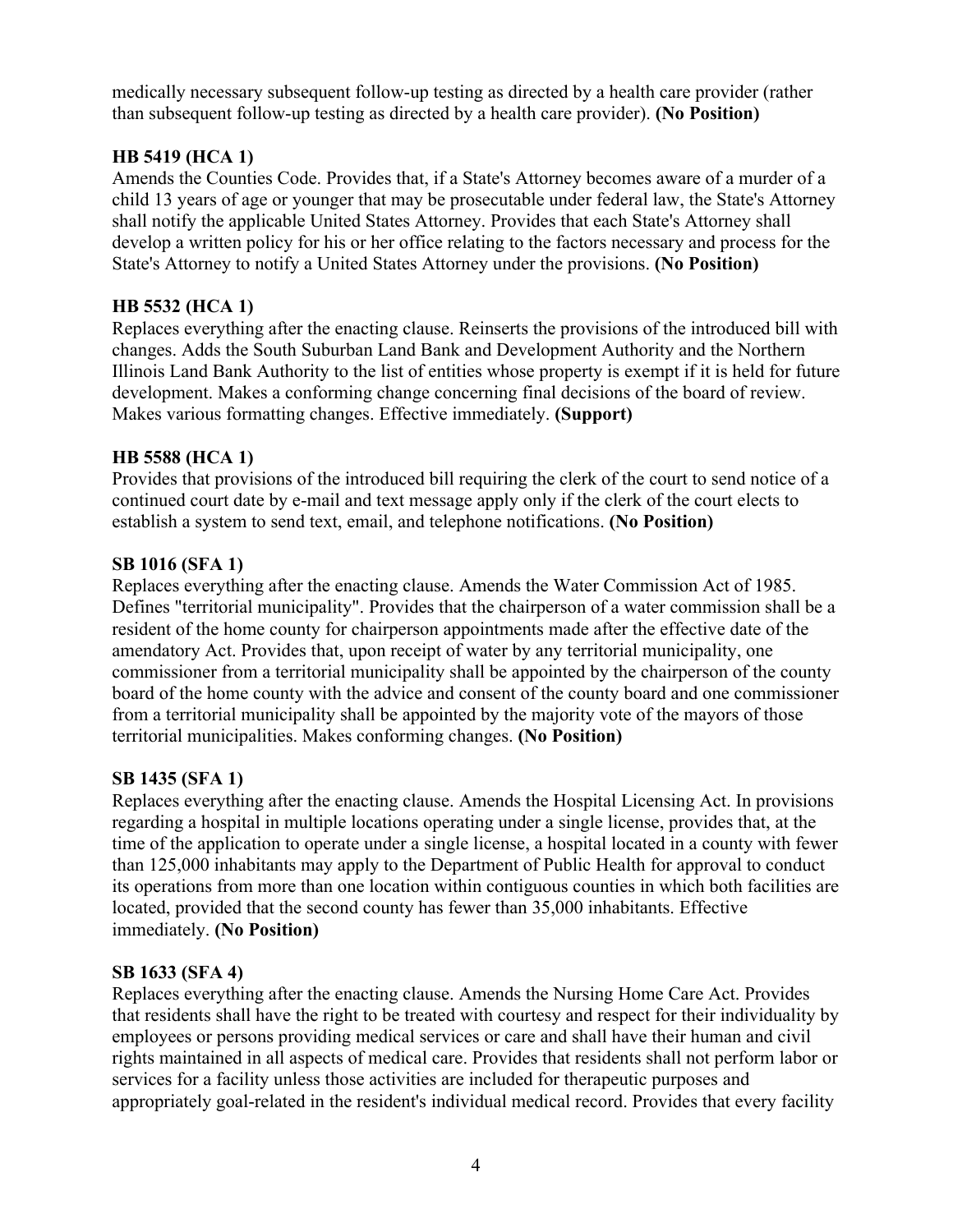medically necessary subsequent follow-up testing as directed by a health care provider (rather than subsequent follow-up testing as directed by a health care provider). **(No Position)**

**HB 5419 (HCA 1)**
Amends the Counties Code. Provides that, if a State's Attorney becomes aware of a murder of a child 13 years of age or younger that may be prosecutable under federal law, the State's Attorney shall notify the applicable United States Attorney. Provides that each State's Attorney shall develop a written policy for his or her office relating to the factors necessary and process for the State's Attorney to notify a United States Attorney under the provisions. **(No Position)**

**HB 5532 (HCA 1)**
Replaces everything after the enacting clause. Reinserts the provisions of the introduced bill with changes. Adds the South Suburban Land Bank and Development Authority and the Northern Illinois Land Bank Authority to the list of entities whose property is exempt if it is held for future development. Makes a conforming change concerning final decisions of the board of review. Makes various formatting changes. Effective immediately. **(Support)**

**HB 5588 (HCA 1)**
Provides that provisions of the introduced bill requiring the clerk of the court to send notice of a continued court date by e-mail and text message apply only if the clerk of the court elects to establish a system to send text, email, and telephone notifications. **(No Position)**

**SB 1016 (SFA 1)**
Replaces everything after the enacting clause. Amends the Water Commission Act of 1985. Defines "territorial municipality". Provides that the chairperson of a water commission shall be a resident of the home county for chairperson appointments made after the effective date of the amendatory Act. Provides that, upon receipt of water by any territorial municipality, one commissioner from a territorial municipality shall be appointed by the chairperson of the county board of the home county with the advice and consent of the county board and one commissioner from a territorial municipality shall be appointed by the majority vote of the mayors of those territorial municipalities. Makes conforming changes. **(No Position)**

**SB 1435 (SFA 1)**
Replaces everything after the enacting clause. Amends the Hospital Licensing Act. In provisions regarding a hospital in multiple locations operating under a single license, provides that, at the time of the application to operate under a single license, a hospital located in a county with fewer than 125,000 inhabitants may apply to the Department of Public Health for approval to conduct its operations from more than one location within contiguous counties in which both facilities are located, provided that the second county has fewer than 35,000 inhabitants. Effective immediately. **(No Position)**

**SB 1633 (SFA 4)**
Replaces everything after the enacting clause. Amends the Nursing Home Care Act. Provides that residents shall have the right to be treated with courtesy and respect for their individuality by employees or persons providing medical services or care and shall have their human and civil rights maintained in all aspects of medical care. Provides that residents shall not perform labor or services for a facility unless those activities are included for therapeutic purposes and appropriately goal-related in the resident's individual medical record. Provides that every facility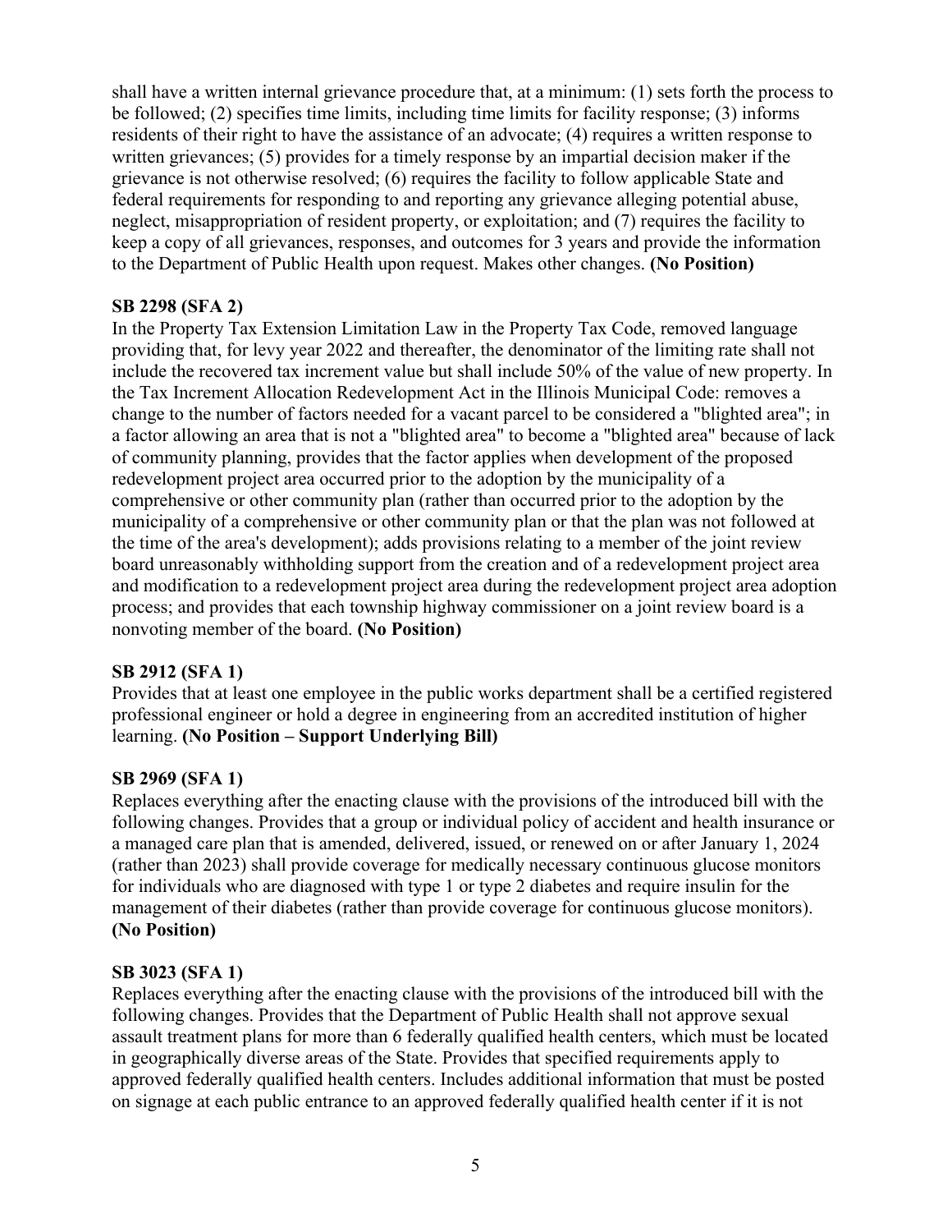shall have a written internal grievance procedure that, at a minimum: (1) sets forth the process to be followed; (2) specifies time limits, including time limits for facility response; (3) informs residents of their right to have the assistance of an advocate; (4) requires a written response to written grievances; (5) provides for a timely response by an impartial decision maker if the grievance is not otherwise resolved; (6) requires the facility to follow applicable State and federal requirements for responding to and reporting any grievance alleging potential abuse, neglect, misappropriation of resident property, or exploitation; and (7) requires the facility to keep a copy of all grievances, responses, and outcomes for 3 years and provide the information to the Department of Public Health upon request. Makes other changes. **(No Position)**

**SB 2298 (SFA 2)**
In the Property Tax Extension Limitation Law in the Property Tax Code, removed language providing that, for levy year 2022 and thereafter, the denominator of the limiting rate shall not include the recovered tax increment value but shall include 50% of the value of new property. In the Tax Increment Allocation Redevelopment Act in the Illinois Municipal Code: removes a change to the number of factors needed for a vacant parcel to be considered a "blighted area"; in a factor allowing an area that is not a "blighted area" to become a "blighted area" because of lack of community planning, provides that the factor applies when development of the proposed redevelopment project area occurred prior to the adoption by the municipality of a comprehensive or other community plan (rather than occurred prior to the adoption by the municipality of a comprehensive or other community plan or that the plan was not followed at the time of the area's development); adds provisions relating to a member of the joint review board unreasonably withholding support from the creation and of a redevelopment project area and modification to a redevelopment project area during the redevelopment project area adoption process; and provides that each township highway commissioner on a joint review board is a nonvoting member of the board. **(No Position)**

**SB 2912 (SFA 1)**
Provides that at least one employee in the public works department shall be a certified registered professional engineer or hold a degree in engineering from an accredited institution of higher learning. **(No Position – Support Underlying Bill)**

**SB 2969 (SFA 1)**
Replaces everything after the enacting clause with the provisions of the introduced bill with the following changes. Provides that a group or individual policy of accident and health insurance or a managed care plan that is amended, delivered, issued, or renewed on or after January 1, 2024 (rather than 2023) shall provide coverage for medically necessary continuous glucose monitors for individuals who are diagnosed with type 1 or type 2 diabetes and require insulin for the management of their diabetes (rather than provide coverage for continuous glucose monitors). **(No Position)**

**SB 3023 (SFA 1)**
Replaces everything after the enacting clause with the provisions of the introduced bill with the following changes. Provides that the Department of Public Health shall not approve sexual assault treatment plans for more than 6 federally qualified health centers, which must be located in geographically diverse areas of the State. Provides that specified requirements apply to approved federally qualified health centers. Includes additional information that must be posted on signage at each public entrance to an approved federally qualified health center if it is not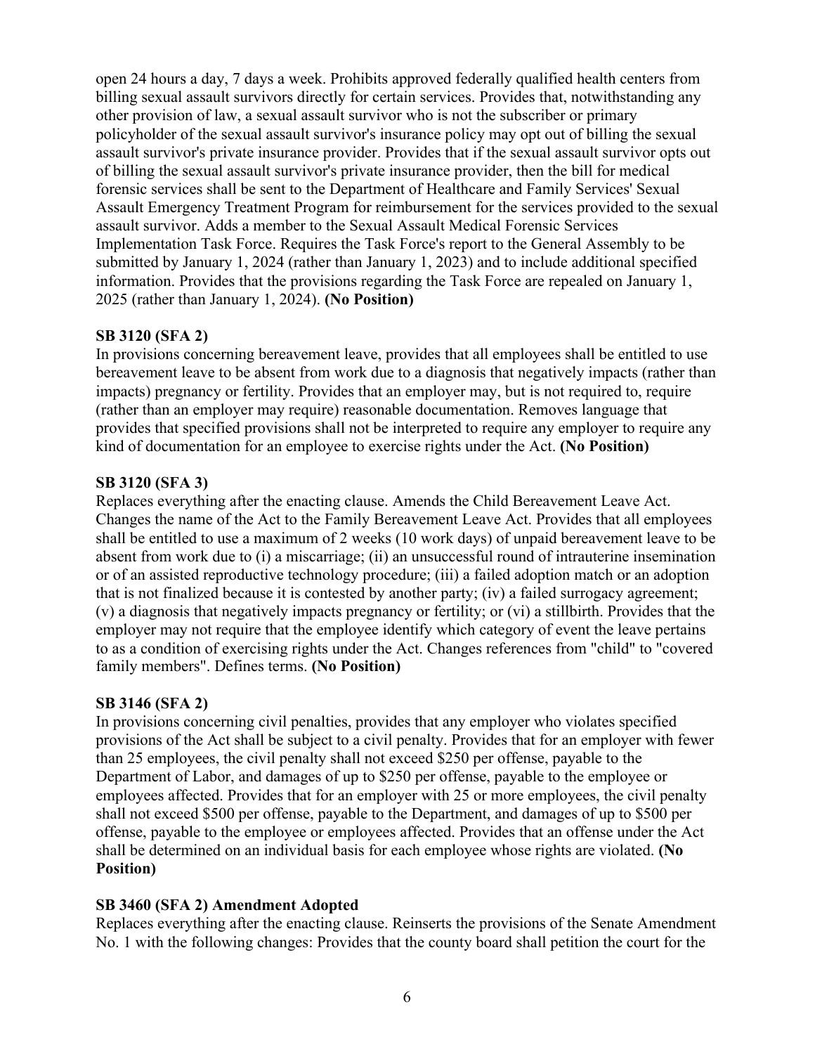open 24 hours a day, 7 days a week. Prohibits approved federally qualified health centers from billing sexual assault survivors directly for certain services. Provides that, notwithstanding any other provision of law, a sexual assault survivor who is not the subscriber or primary policyholder of the sexual assault survivor's insurance policy may opt out of billing the sexual assault survivor's private insurance provider. Provides that if the sexual assault survivor opts out of billing the sexual assault survivor's private insurance provider, then the bill for medical forensic services shall be sent to the Department of Healthcare and Family Services' Sexual Assault Emergency Treatment Program for reimbursement for the services provided to the sexual assault survivor. Adds a member to the Sexual Assault Medical Forensic Services Implementation Task Force. Requires the Task Force's report to the General Assembly to be submitted by January 1, 2024 (rather than January 1, 2023) and to include additional specified information. Provides that the provisions regarding the Task Force are repealed on January 1, 2025 (rather than January 1, 2024). **(No Position)**

**SB 3120 (SFA 2)**
In provisions concerning bereavement leave, provides that all employees shall be entitled to use bereavement leave to be absent from work due to a diagnosis that negatively impacts (rather than impacts) pregnancy or fertility. Provides that an employer may, but is not required to, require (rather than an employer may require) reasonable documentation. Removes language that provides that specified provisions shall not be interpreted to require any employer to require any kind of documentation for an employee to exercise rights under the Act. **(No Position)**

**SB 3120 (SFA 3)**
Replaces everything after the enacting clause. Amends the Child Bereavement Leave Act. Changes the name of the Act to the Family Bereavement Leave Act. Provides that all employees shall be entitled to use a maximum of 2 weeks (10 work days) of unpaid bereavement leave to be absent from work due to (i) a miscarriage; (ii) an unsuccessful round of intrauterine insemination or of an assisted reproductive technology procedure; (iii) a failed adoption match or an adoption that is not finalized because it is contested by another party; (iv) a failed surrogacy agreement; (v) a diagnosis that negatively impacts pregnancy or fertility; or (vi) a stillbirth. Provides that the employer may not require that the employee identify which category of event the leave pertains to as a condition of exercising rights under the Act. Changes references from "child" to "covered family members". Defines terms. **(No Position)**

**SB 3146 (SFA 2)**
In provisions concerning civil penalties, provides that any employer who violates specified provisions of the Act shall be subject to a civil penalty. Provides that for an employer with fewer than 25 employees, the civil penalty shall not exceed $250 per offense, payable to the Department of Labor, and damages of up to $250 per offense, payable to the employee or employees affected. Provides that for an employer with 25 or more employees, the civil penalty shall not exceed $500 per offense, payable to the Department, and damages of up to $500 per offense, payable to the employee or employees affected. Provides that an offense under the Act shall be determined on an individual basis for each employee whose rights are violated. **(No Position)**

**SB 3460 (SFA 2) Amendment Adopted**
Replaces everything after the enacting clause. Reinserts the provisions of the Senate Amendment No. 1 with the following changes: Provides that the county board shall petition the court for the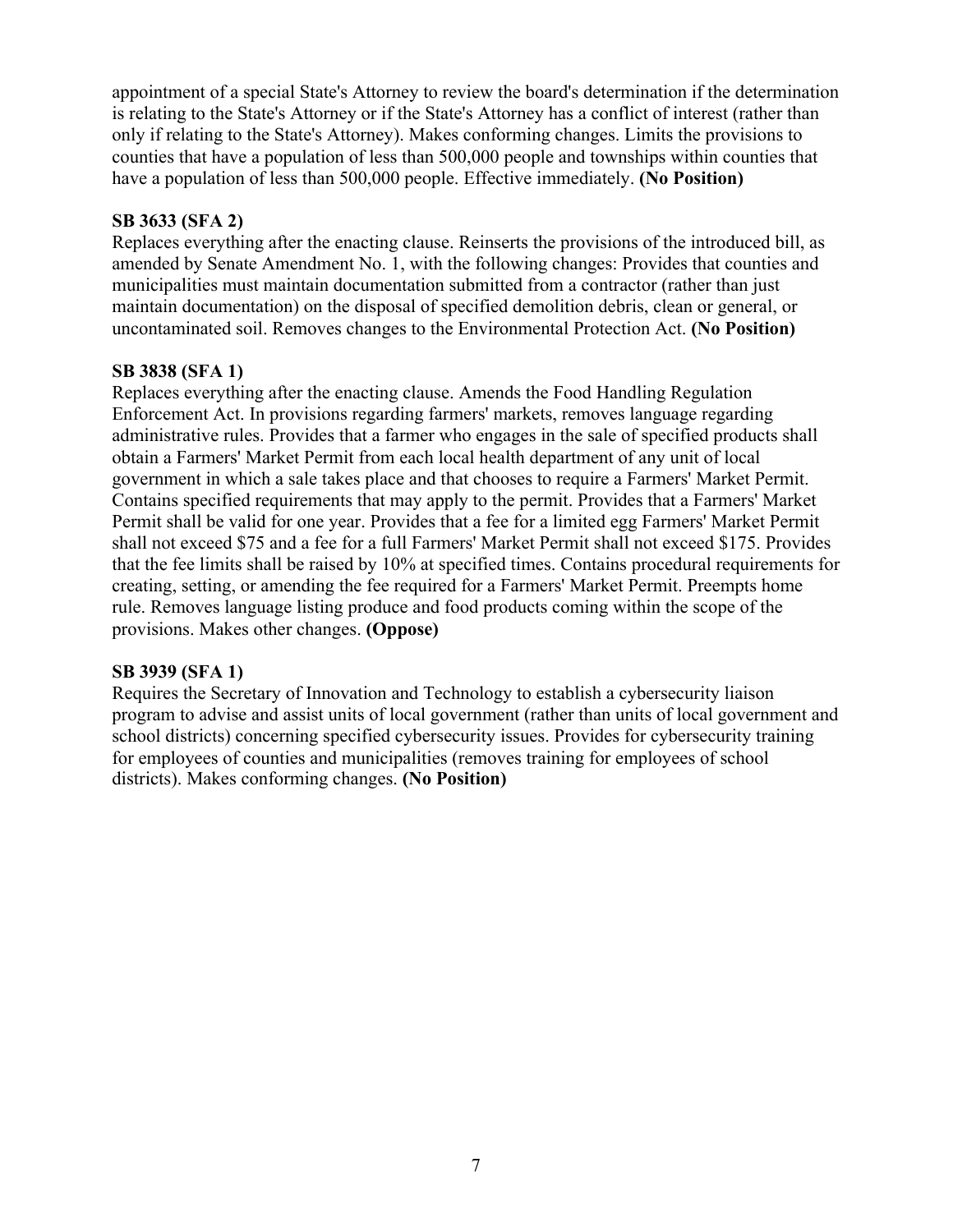appointment of a special State's Attorney to review the board's determination if the determination is relating to the State's Attorney or if the State's Attorney has a conflict of interest (rather than only if relating to the State's Attorney). Makes conforming changes. Limits the provisions to counties that have a population of less than 500,000 people and townships within counties that have a population of less than 500,000 people. Effective immediately. **(No Position)**

**SB 3633 (SFA 2)**
Replaces everything after the enacting clause. Reinserts the provisions of the introduced bill, as amended by Senate Amendment No. 1, with the following changes: Provides that counties and municipalities must maintain documentation submitted from a contractor (rather than just maintain documentation) on the disposal of specified demolition debris, clean or general, or uncontaminated soil. Removes changes to the Environmental Protection Act. **(No Position)**

**SB 3838 (SFA 1)**
Replaces everything after the enacting clause. Amends the Food Handling Regulation Enforcement Act. In provisions regarding farmers' markets, removes language regarding administrative rules. Provides that a farmer who engages in the sale of specified products shall obtain a Farmers' Market Permit from each local health department of any unit of local government in which a sale takes place and that chooses to require a Farmers' Market Permit. Contains specified requirements that may apply to the permit. Provides that a Farmers' Market Permit shall be valid for one year. Provides that a fee for a limited egg Farmers' Market Permit shall not exceed $75 and a fee for a full Farmers' Market Permit shall not exceed $175. Provides that the fee limits shall be raised by 10% at specified times. Contains procedural requirements for creating, setting, or amending the fee required for a Farmers' Market Permit. Preempts home rule. Removes language listing produce and food products coming within the scope of the provisions. Makes other changes. **(Oppose)**

**SB 3939 (SFA 1)**
Requires the Secretary of Innovation and Technology to establish a cybersecurity liaison program to advise and assist units of local government (rather than units of local government and school districts) concerning specified cybersecurity issues. Provides for cybersecurity training for employees of counties and municipalities (removes training for employees of school districts). Makes conforming changes. **(No Position)**